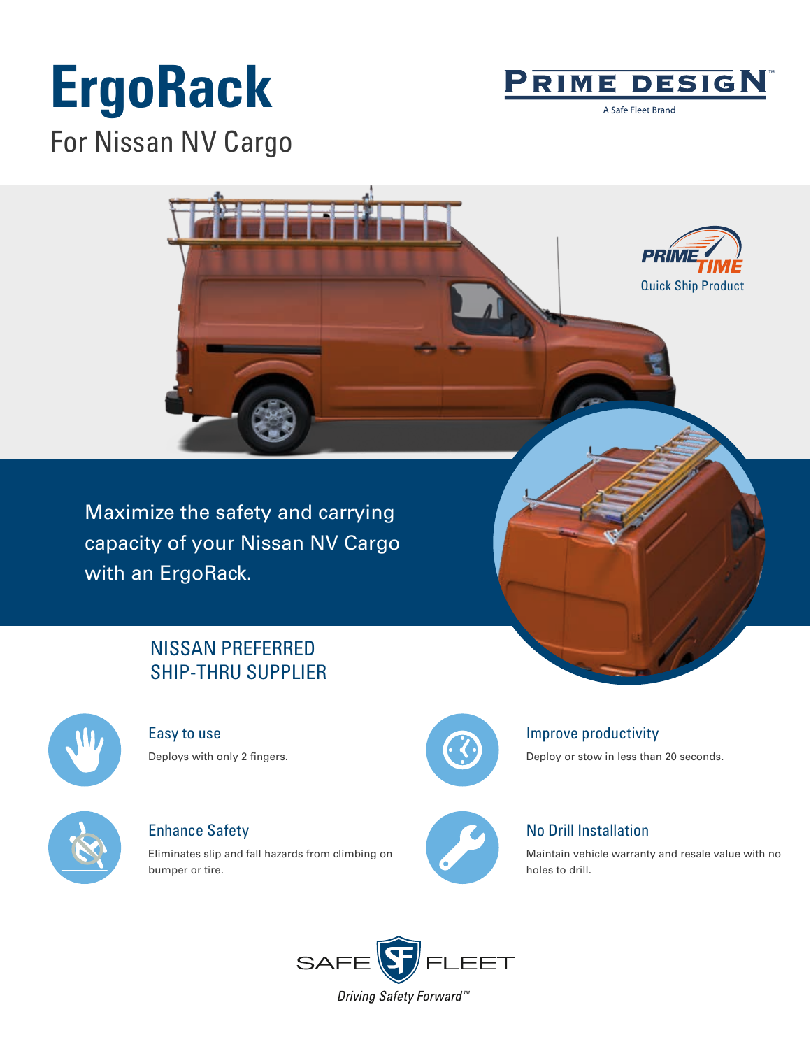# ErgoRack

## For Nissan NV Cargo

PRIME DESIGN™

A Safe Fleet Brand

PRIME TIME

Quick Ship Product

Maximize the safety and carrying capacity of your Nissan NV Cargo with an ErgoRack.

## NISSAN PREFERRED SHIP-THRU SUPPLIER

### Easy to use

Deploys with only 2 fingers.

### Improve productivity

Deploy or stow in less than 20 seconds.

### Enhance Safety

Eliminates slip and fall hazards from climbing on bumper or tire.

### No Drill Installation

Maintain vehicle warranty and resale value with no holes to drill.

SAFE FLEET

*Driving Safety Forward™*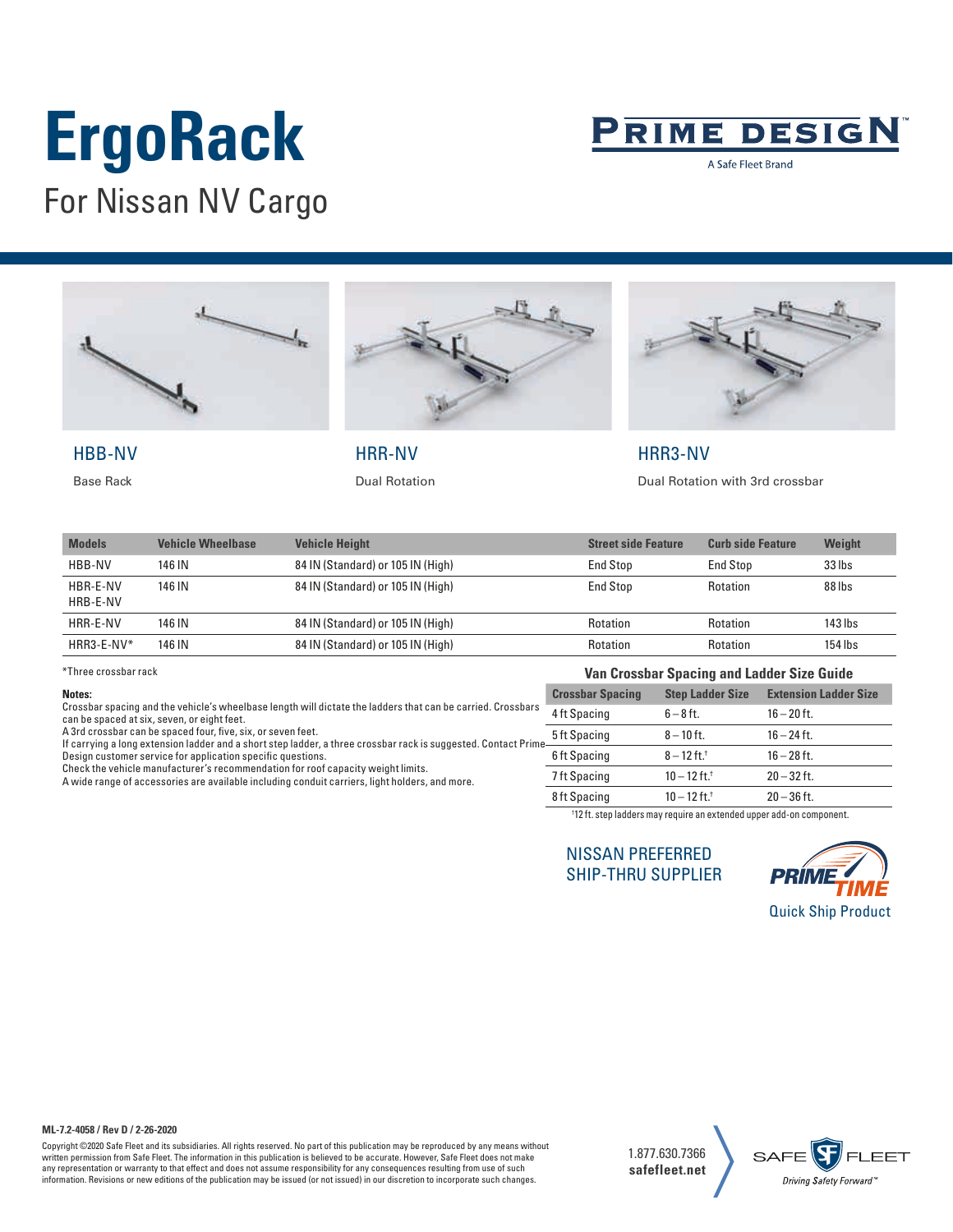# ErgoRack

## For Nissan NV Cargo

PRIME DESIGN™

A Safe Fleet Brand

HBB-NV

Base Rack

HRR-NV

Dual Rotation

HRR3-NV

Dual Rotation with 3rd crossbar

| Models | Vehicle Wheelbase | Vehicle Height | Street side Feature | Curb side Feature | Weight |
|---|---|---|---|---|---|
| HBB-NV | 146 IN | 84 IN (Standard) or 105 IN (High) | End Stop | End Stop | 33 lbs |
| HBR-E-NV<br>HRB-E-NV | 146 IN | 84 IN (Standard) or 105 IN (High) | End Stop | Rotation | 88 lbs |
| HRR-E-NV | 146 IN | 84 IN (Standard) or 105 IN (High) | Rotation | Rotation | 143 lbs |
| HRR3-E-NV* | 146 IN | 84 IN (Standard) or 105 IN (High) | Rotation | Rotation | 154 lbs |

*Three crossbar rack

**Notes:**

Crossbar spacing and the vehicle's wheelbase length will dictate the ladders that can be carried. Crossbars can be spaced at six, seven, or eight feet.

A 3rd crossbar can be spaced four, five, six, or seven feet.

If carrying a long extension ladder and a short step ladder, a three crossbar rack is suggested. Contact Prime Design customer service for application specific questions.

Check the vehicle manufacturer's recommendation for roof capacity weight limits.

A wide range of accessories are available including conduit carriers, light holders, and more.

### Van Crossbar Spacing and Ladder Size Guide

| Crossbar Spacing | Step Ladder Size | Extension Ladder Size |
|---|---|---|
| 4 ft Spacing | 6 – 8 ft. | 16 – 20 ft. |
| 5 ft Spacing | 8 – 10 ft. | 16 – 24 ft. |
| 6 ft Spacing | 8 – 12 ft.† | 16 – 28 ft. |
| 7 ft Spacing | 10 – 12 ft.† | 20 – 32 ft. |
| 8 ft Spacing | 10 – 12 ft.† | 20 – 36 ft. |

†12 ft. step ladders may require an extended upper add-on component.

NISSAN PREFERRED SHIP-THRU SUPPLIER

PRIME TIME Quick Ship Product

ML-7.2-4058 / Rev D / 2-26-2020

Copyright ©2020 Safe Fleet and its subsidiaries. All rights reserved. No part of this publication may be reproduced by any means without written permission from Safe Fleet. The information in this publication is believed to be accurate. However, Safe Fleet does not make any representation or warranty to that effect and does not assume responsibility for any consequences resulting from use of such information. Revisions or new editions of the publication may be issued (or not issued) in our discretion to incorporate such changes.

1.877.630.7366
**safefleet.net**

SAFE FLEET *Driving Safety Forward™*